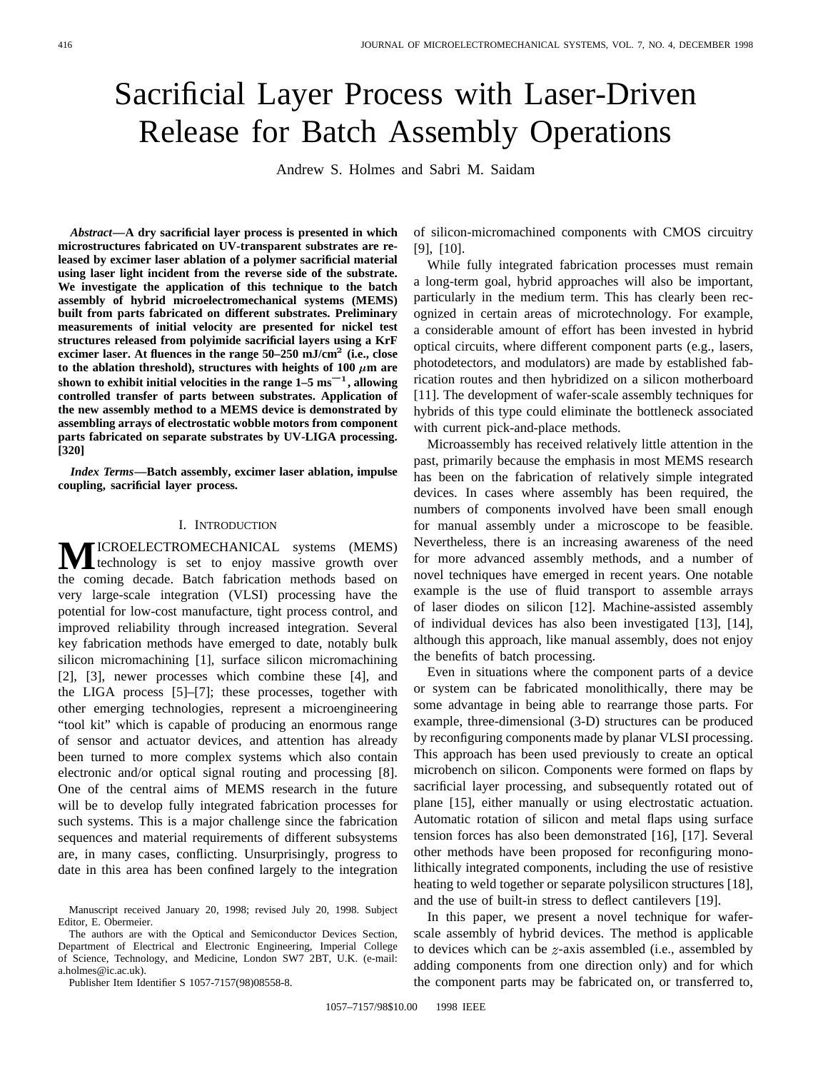# Sacrificial Layer Process with Laser-Driven Release for Batch Assembly Operations

Andrew S. Holmes and Sabri M. Saidam

***Abstract*—A dry sacrificial layer process is presented in which microstructures fabricated on UV-transparent substrates are released by excimer laser ablation of a polymer sacrificial material using laser light incident from the reverse side of the substrate. We investigate the application of this technique to the batch assembly of hybrid microelectromechanical systems (MEMS) built from parts fabricated on different substrates. Preliminary measurements of initial velocity are presented for nickel test structures released from polyimide sacrificial layers using a KrF excimer laser. At fluences in the range 50–250 mJ/cm$^2$ (i.e., close to the ablation threshold), structures with heights of 100 $\mu$m are shown to exhibit initial velocities in the range 1–5 ms$^{-1}$, allowing controlled transfer of parts between substrates. Application of the new assembly method to a MEMS device is demonstrated by assembling arrays of electrostatic wobble motors from component parts fabricated on separate substrates by UV-LIGA processing. [320]**

***Index Terms*—Batch assembly, excimer laser ablation, impulse coupling, sacrificial layer process.**

## I. Introduction

Microelectromechanical systems (MEMS) technology is set to enjoy massive growth over the coming decade. Batch fabrication methods based on very large-scale integration (VLSI) processing have the potential for low-cost manufacture, tight process control, and improved reliability through increased integration. Several key fabrication methods have emerged to date, notably bulk silicon micromachining [1], surface silicon micromachining [2], [3], newer processes which combine these [4], and the LIGA process [5]–[7]; these processes, together with other emerging technologies, represent a microengineering "tool kit" which is capable of producing an enormous range of sensor and actuator devices, and attention has already been turned to more complex systems which also contain electronic and/or optical signal routing and processing [8]. One of the central aims of MEMS research in the future will be to develop fully integrated fabrication processes for such systems. This is a major challenge since the fabrication sequences and material requirements of different subsystems are, in many cases, conflicting. Unsurprisingly, progress to date in this area has been confined largely to the integration of silicon-micromachined components with CMOS circuitry [9], [10].

While fully integrated fabrication processes must remain a long-term goal, hybrid approaches will also be important, particularly in the medium term. This has clearly been recognized in certain areas of microtechnology. For example, a considerable amount of effort has been invested in hybrid optical circuits, where different component parts (e.g., lasers, photodetectors, and modulators) are made by established fabrication routes and then hybridized on a silicon motherboard [11]. The development of wafer-scale assembly techniques for hybrids of this type could eliminate the bottleneck associated with current pick-and-place methods.

Microassembly has received relatively little attention in the past, primarily because the emphasis in most MEMS research has been on the fabrication of relatively simple integrated devices. In cases where assembly has been required, the numbers of components involved have been small enough for manual assembly under a microscope to be feasible. Nevertheless, there is an increasing awareness of the need for more advanced assembly methods, and a number of novel techniques have emerged in recent years. One notable example is the use of fluid transport to assemble arrays of laser diodes on silicon [12]. Machine-assisted assembly of individual devices has also been investigated [13], [14], although this approach, like manual assembly, does not enjoy the benefits of batch processing.

Even in situations where the component parts of a device or system can be fabricated monolithically, there may be some advantage in being able to rearrange those parts. For example, three-dimensional (3-D) structures can be produced by reconfiguring components made by planar VLSI processing. This approach has been used previously to create an optical microbench on silicon. Components were formed on flaps by sacrificial layer processing, and subsequently rotated out of plane [15], either manually or using electrostatic actuation. Automatic rotation of silicon and metal flaps using surface tension forces has also been demonstrated [16], [17]. Several other methods have been proposed for reconfiguring monolithically integrated components, including the use of resistive heating to weld together or separate polysilicon structures [18], and the use of built-in stress to deflect cantilevers [19].

In this paper, we present a novel technique for wafer-scale assembly of hybrid devices. The method is applicable to devices which can be $z$-axis assembled (i.e., assembled by adding components from one direction only) and for which the component parts may be fabricated on, or transferred to,

Manuscript received January 20, 1998; revised July 20, 1998. Subject Editor, E. Obermeier.

The authors are with the Optical and Semiconductor Devices Section, Department of Electrical and Electronic Engineering, Imperial College of Science, Technology, and Medicine, London SW7 2BT, U.K. (e-mail: a.holmes@ic.ac.uk).

Publisher Item Identifier S 1057-7157(98)08558-8.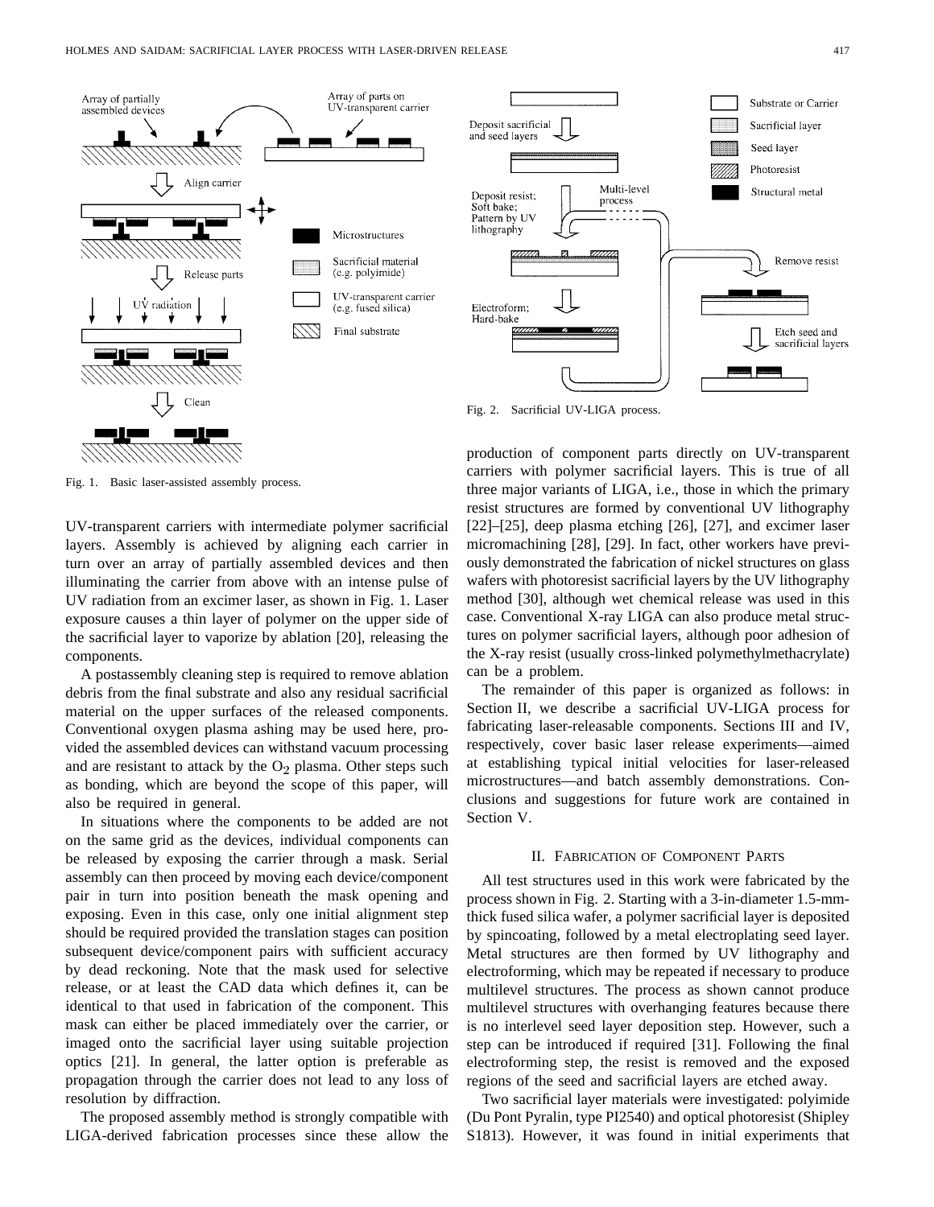Fig. 1. Basic laser-assisted assembly process.

Fig. 2. Sacrificial UV-LIGA process.

UV-transparent carriers with intermediate polymer sacrificial layers. Assembly is achieved by aligning each carrier in turn over an array of partially assembled devices and then illuminating the carrier from above with an intense pulse of UV radiation from an excimer laser, as shown in Fig. 1. Laser exposure causes a thin layer of polymer on the upper side of the sacrificial layer to vaporize by ablation [20], releasing the components.

A postassembly cleaning step is required to remove ablation debris from the final substrate and also any residual sacrificial material on the upper surfaces of the released components. Conventional oxygen plasma ashing may be used here, provided the assembled devices can withstand vacuum processing and are resistant to attack by the $O_2$ plasma. Other steps such as bonding, which are beyond the scope of this paper, will also be required in general.

In situations where the components to be added are not on the same grid as the devices, individual components can be released by exposing the carrier through a mask. Serial assembly can then proceed by moving each device/component pair in turn into position beneath the mask opening and exposing. Even in this case, only one initial alignment step should be required provided the translation stages can position subsequent device/component pairs with sufficient accuracy by dead reckoning. Note that the mask used for selective release, or at least the CAD data which defines it, can be identical to that used in fabrication of the component. This mask can either be placed immediately over the carrier, or imaged onto the sacrificial layer using suitable projection optics [21]. In general, the latter option is preferable as propagation through the carrier does not lead to any loss of resolution by diffraction.

The proposed assembly method is strongly compatible with LIGA-derived fabrication processes since these allow the production of component parts directly on UV-transparent carriers with polymer sacrificial layers. This is true of all three major variants of LIGA, i.e., those in which the primary resist structures are formed by conventional UV lithography [22]–[25], deep plasma etching [26], [27], and excimer laser micromachining [28], [29]. In fact, other workers have previously demonstrated the fabrication of nickel structures on glass wafers with photoresist sacrificial layers by the UV lithography method [30], although wet chemical release was used in this case. Conventional X-ray LIGA can also produce metal structures on polymer sacrificial layers, although poor adhesion of the X-ray resist (usually cross-linked polymethylmethacrylate) can be a problem.

The remainder of this paper is organized as follows: in Section II, we describe a sacrificial UV-LIGA process for fabricating laser-releasable components. Sections III and IV, respectively, cover basic laser release experiments—aimed at establishing typical initial velocities for laser-released microstructures—and batch assembly demonstrations. Conclusions and suggestions for future work are contained in Section V.

## II. Fabrication of Component Parts

All test structures used in this work were fabricated by the process shown in Fig. 2. Starting with a 3-in-diameter 1.5-mm-thick fused silica wafer, a polymer sacrificial layer is deposited by spincoating, followed by a metal electroplating seed layer. Metal structures are then formed by UV lithography and electroforming, which may be repeated if necessary to produce multilevel structures. The process as shown cannot produce multilevel structures with overhanging features because there is no interlevel seed layer deposition step. However, such a step can be introduced if required [31]. Following the final electroforming step, the resist is removed and the exposed regions of the seed and sacrificial layers are etched away.

Two sacrificial layer materials were investigated: polyimide (Du Pont Pyralin, type PI2540) and optical photoresist (Shipley S1813). However, it was found in initial experiments that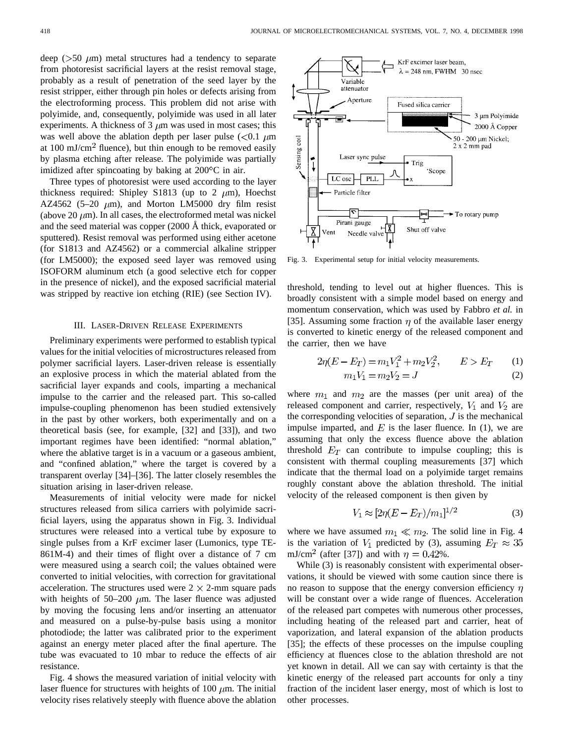deep (>50 $\mu$m) metal structures had a tendency to separate from photoresist sacrificial layers at the resist removal stage, probably as a result of penetration of the seed layer by the resist stripper, either through pin holes or defects arising from the electroforming process. This problem did not arise with polyimide, and, consequently, polyimide was used in all later experiments. A thickness of 3 $\mu$m was used in most cases; this was well above the ablation depth per laser pulse (<0.1 $\mu$m at 100 mJ/cm$^2$ fluence), but thin enough to be removed easily by plasma etching after release. The polyimide was partially imidized after spincoating by baking at 200°C in air.

Three types of photoresist were used according to the layer thickness required: Shipley S1813 (up to 2 $\mu$m), Hoechst AZ4562 (5–20 $\mu$m), and Morton LM5000 dry film resist (above 20 $\mu$m). In all cases, the electroformed metal was nickel and the seed material was copper (2000 Å thick, evaporated or sputtered). Resist removal was performed using either acetone (for S1813 and AZ4562) or a commercial alkaline stripper (for LM5000); the exposed seed layer was removed using ISOFORM aluminum etch (a good selective etch for copper in the presence of nickel), and the exposed sacrificial material was stripped by reactive ion etching (RIE) (see Section IV).

## III. Laser-Driven Release Experiments

Preliminary experiments were performed to establish typical values for the initial velocities of microstructures released from polymer sacrificial layers. Laser-driven release is essentially an explosive process in which the material ablated from the sacrificial layer expands and cools, imparting a mechanical impulse to the carrier and the released part. This so-called impulse-coupling phenomenon has been studied extensively in the past by other workers, both experimentally and on a theoretical basis (see, for example, [32] and [33]), and two important regimes have been identified: "normal ablation," where the ablative target is in a vacuum or a gaseous ambient, and "confined ablation," where the target is covered by a transparent overlay [34]–[36]. The latter closely resembles the situation arising in laser-driven release.

Measurements of initial velocity were made for nickel structures released from silica carriers with polyimide sacrificial layers, using the apparatus shown in Fig. 3. Individual structures were released into a vertical tube by exposure to single pulses from a KrF excimer laser (Lumonics, type TE-861M-4) and their times of flight over a distance of 7 cm were measured using a search coil; the values obtained were converted to initial velocities, with correction for gravitational acceleration. The structures used were 2 × 2-mm square pads with heights of 50–200 $\mu$m. The laser fluence was adjusted by moving the focusing lens and/or inserting an attenuator and measured on a pulse-by-pulse basis using a monitor photodiode; the latter was calibrated prior to the experiment against an energy meter placed after the final aperture. The tube was evacuated to 10 mbar to reduce the effects of air resistance.

Fig. 4 shows the measured variation of initial velocity with laser fluence for structures with heights of 100 $\mu$m. The initial velocity rises relatively steeply with fluence above the ablation threshold, tending to level out at higher fluences. This is broadly consistent with a simple model based on energy and momentum conservation, which was used by Fabbro *et al.* in [35]. Assuming some fraction $\eta$ of the available laser energy is converted to kinetic energy of the released component and the carrier, then we have

$$2\eta(E - E_T) = m_1 V_1^2 + m_2 V_2^2, \qquad E > E_T \tag{1}$$

$$m_1 V_1 = m_2 V_2 = J \tag{2}$$

where $m_1$ and $m_2$ are the masses (per unit area) of the released component and carrier, respectively, $V_1$ and $V_2$ are the corresponding velocities of separation, $J$ is the mechanical impulse imparted, and $E$ is the laser fluence. In (1), we are assuming that only the excess fluence above the ablation threshold $E_T$ can contribute to impulse coupling; this is consistent with thermal coupling measurements [37] which indicate that the thermal load on a polyimide target remains roughly constant above the ablation threshold. The initial velocity of the released component is then given by

$$V_1 \approx [2\eta(E - E_T)/m_1]^{1/2} \tag{3}$$

where we have assumed $m_1 \ll m_2$. The solid line in Fig. 4 is the variation of $V_1$ predicted by (3), assuming $E_T \approx 35$ mJ/cm$^2$ (after [37]) and with $\eta = 0.42\%$.

While (3) is reasonably consistent with experimental observations, it should be viewed with some caution since there is no reason to suppose that the energy conversion efficiency $\eta$ will be constant over a wide range of fluences. Acceleration of the released part competes with numerous other processes, including heating of the released part and carrier, heat of vaporization, and lateral expansion of the ablation products [35]; the effects of these processes on the impulse coupling efficiency at fluences close to the ablation threshold are not yet known in detail. All we can say with certainty is that the kinetic energy of the released part accounts for only a tiny fraction of the incident laser energy, most of which is lost to other processes.

Fig. 3. Experimental setup for initial velocity measurements.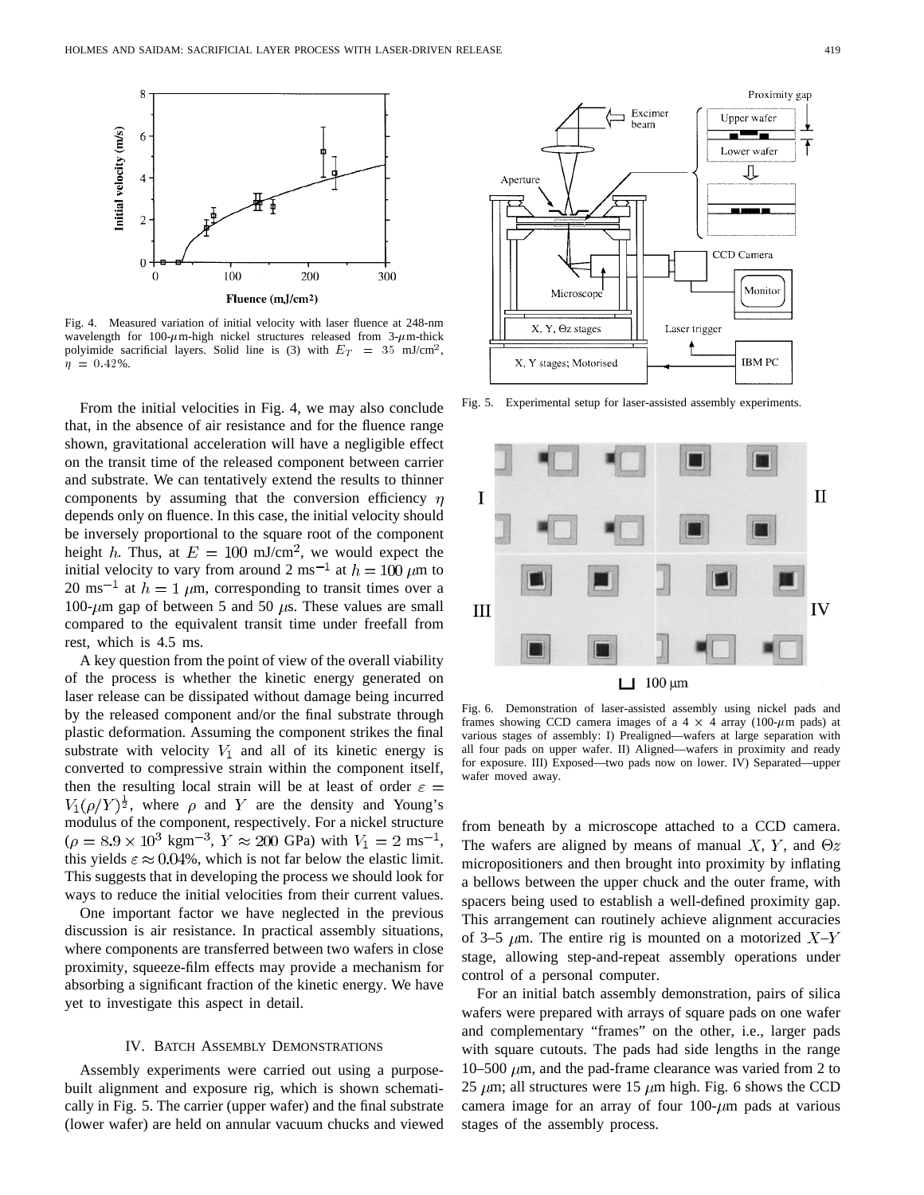Fig. 4. Measured variation of initial velocity with laser fluence at 248-nm wavelength for 100-$\mu$m-high nickel structures released from 3-$\mu$m-thick polyimide sacrificial layers. Solid line is (3) with $E_T = 35$ mJ/cm$^2$, $\eta = 0.42\%$.

From the initial velocities in Fig. 4, we may also conclude that, in the absence of air resistance and for the fluence range shown, gravitational acceleration will have a negligible effect on the transit time of the released component between carrier and substrate. We can tentatively extend the results to thinner components by assuming that the conversion efficiency $\eta$ depends only on fluence. In this case, the initial velocity should be inversely proportional to the square root of the component height $h$. Thus, at $E = 100$ mJ/cm$^2$, we would expect the initial velocity to vary from around 2 ms$^{-1}$ at $h = 100$ $\mu$m to 20 ms$^{-1}$ at $h = 1$ $\mu$m, corresponding to transit times over a 100-$\mu$m gap of between 5 and 50 $\mu$s. These values are small compared to the equivalent transit time under freefall from rest, which is 4.5 ms.

A key question from the point of view of the overall viability of the process is whether the kinetic energy generated on laser release can be dissipated without damage being incurred by the released component and/or the final substrate through plastic deformation. Assuming the component strikes the final substrate with velocity $V_1$ and all of its kinetic energy is converted to compressive strain within the component itself, then the resulting local strain will be at least of order $\varepsilon = V_1(\rho/Y)^{\frac{1}{2}}$, where $\rho$ and $Y$ are the density and Young's modulus of the component, respectively. For a nickel structure ($\rho = 8.9 \times 10^3$ kgm$^{-3}$, $Y \approx 200$ GPa) with $V_1 = 2$ ms$^{-1}$, this yields $\varepsilon \approx 0.04\%$, which is not far below the elastic limit. This suggests that in developing the process we should look for ways to reduce the initial velocities from their current values.

One important factor we have neglected in the previous discussion is air resistance. In practical assembly situations, where components are transferred between two wafers in close proximity, squeeze-film effects may provide a mechanism for absorbing a significant fraction of the kinetic energy. We have yet to investigate this aspect in detail.

## IV. Batch Assembly Demonstrations

Assembly experiments were carried out using a purpose-built alignment and exposure rig, which is shown schematically in Fig. 5. The carrier (upper wafer) and the final substrate (lower wafer) are held on annular vacuum chucks and viewed from beneath by a microscope attached to a CCD camera. The wafers are aligned by means of manual $X$, $Y$, and $\Theta z$ micropositioners and then brought into proximity by inflating a bellows between the upper chuck and the outer frame, with spacers being used to establish a well-defined proximity gap. This arrangement can routinely achieve alignment accuracies of 3–5 $\mu$m. The entire rig is mounted on a motorized $X$–$Y$ stage, allowing step-and-repeat assembly operations under control of a personal computer.

Fig. 5. Experimental setup for laser-assisted assembly experiments.

Fig. 6. Demonstration of laser-assisted assembly using nickel pads and frames showing CCD camera images of a 4 $\times$ 4 array (100-$\mu$m pads) at various stages of assembly: I) Prealigned—wafers at large separation with all four pads on upper wafer. II) Aligned—wafers in proximity and ready for exposure. III) Exposed—two pads now on lower. IV) Separated—upper wafer moved away.

For an initial batch assembly demonstration, pairs of silica wafers were prepared with arrays of square pads on one wafer and complementary "frames" on the other, i.e., larger pads with square cutouts. The pads had side lengths in the range 10–500 $\mu$m, and the pad-frame clearance was varied from 2 to 25 $\mu$m; all structures were 15 $\mu$m high. Fig. 6 shows the CCD camera image for an array of four 100-$\mu$m pads at various stages of the assembly process.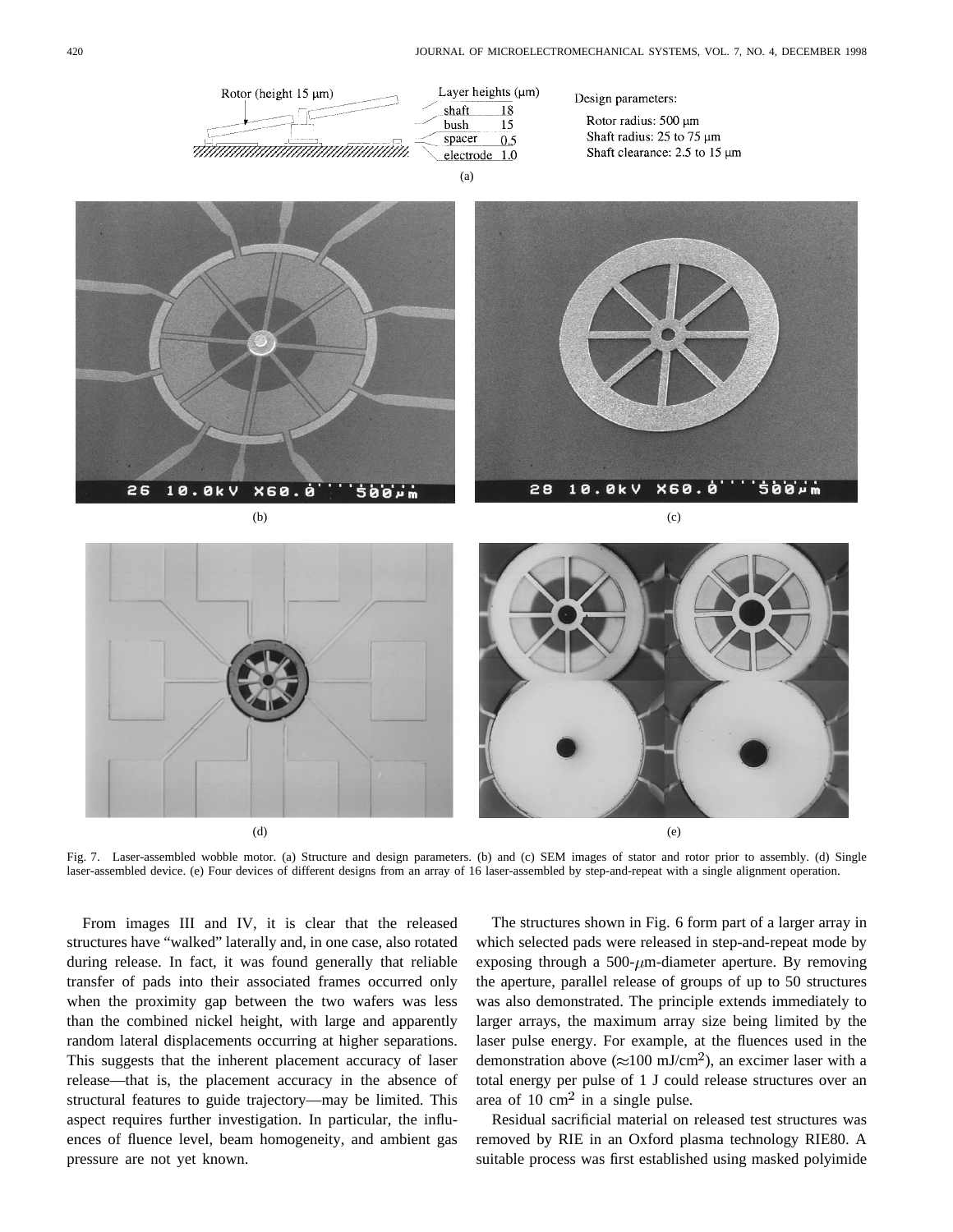Fig. 7. Laser-assembled wobble motor. (a) Structure and design parameters. (b) and (c) SEM images of stator and rotor prior to assembly. (d) Single laser-assembled device. (e) Four devices of different designs from an array of 16 laser-assembled by step-and-repeat with a single alignment operation.

From images III and IV, it is clear that the released structures have "walked" laterally and, in one case, also rotated during release. In fact, it was found generally that reliable transfer of pads into their associated frames occurred only when the proximity gap between the two wafers was less than the combined nickel height, with large and apparently random lateral displacements occurring at higher separations. This suggests that the inherent placement accuracy of laser release—that is, the placement accuracy in the absence of structural features to guide trajectory—may be limited. This aspect requires further investigation. In particular, the influences of fluence level, beam homogeneity, and ambient gas pressure are not yet known.

The structures shown in Fig. 6 form part of a larger array in which selected pads were released in step-and-repeat mode by exposing through a 500-$\mu$m-diameter aperture. By removing the aperture, parallel release of groups of up to 50 structures was also demonstrated. The principle extends immediately to larger arrays, the maximum array size being limited by the laser pulse energy. For example, at the fluences used in the demonstration above ($\approx$100 mJ/cm$^2$), an excimer laser with a total energy per pulse of 1 J could release structures over an area of 10 cm$^2$ in a single pulse.

Residual sacrificial material on released test structures was removed by RIE in an Oxford plasma technology RIE80. A suitable process was first established using masked polyimide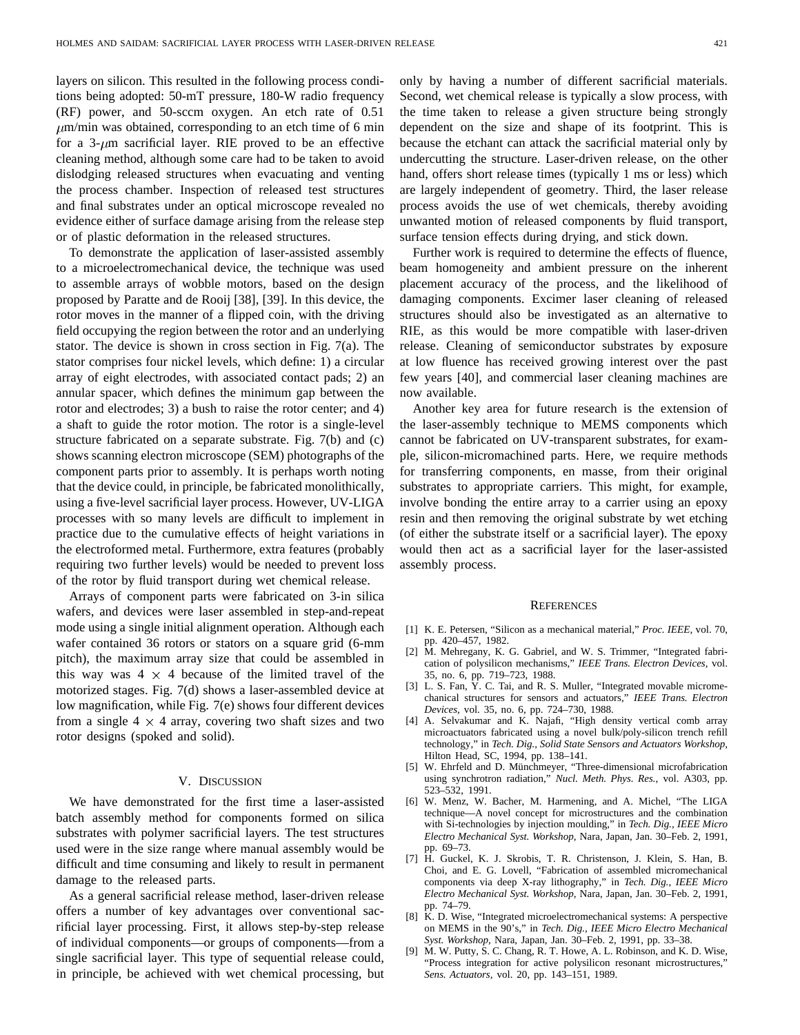layers on silicon. This resulted in the following process conditions being adopted: 50-mT pressure, 180-W radio frequency (RF) power, and 50-sccm oxygen. An etch rate of 0.51 $\mu$m/min was obtained, corresponding to an etch time of 6 min for a 3-$\mu$m sacrificial layer. RIE proved to be an effective cleaning method, although some care had to be taken to avoid dislodging released structures when evacuating and venting the process chamber. Inspection of released test structures and final substrates under an optical microscope revealed no evidence either of surface damage arising from the release step or of plastic deformation in the released structures.

To demonstrate the application of laser-assisted assembly to a microelectromechanical device, the technique was used to assemble arrays of wobble motors, based on the design proposed by Paratte and de Rooij [38], [39]. In this device, the rotor moves in the manner of a flipped coin, with the driving field occupying the region between the rotor and an underlying stator. The device is shown in cross section in Fig. 7(a). The stator comprises four nickel levels, which define: 1) a circular array of eight electrodes, with associated contact pads; 2) an annular spacer, which defines the minimum gap between the rotor and electrodes; 3) a bush to raise the rotor center; and 4) a shaft to guide the rotor motion. The rotor is a single-level structure fabricated on a separate substrate. Fig. 7(b) and (c) shows scanning electron microscope (SEM) photographs of the component parts prior to assembly. It is perhaps worth noting that the device could, in principle, be fabricated monolithically, using a five-level sacrificial layer process. However, UV-LIGA processes with so many levels are difficult to implement in practice due to the cumulative effects of height variations in the electroformed metal. Furthermore, extra features (probably requiring two further levels) would be needed to prevent loss of the rotor by fluid transport during wet chemical release.

Arrays of component parts were fabricated on 3-in silica wafers, and devices were laser assembled in step-and-repeat mode using a single initial alignment operation. Although each wafer contained 36 rotors or stators on a square grid (6-mm pitch), the maximum array size that could be assembled in this way was 4 $\times$ 4 because of the limited travel of the motorized stages. Fig. 7(d) shows a laser-assembled device at low magnification, while Fig. 7(e) shows four different devices from a single 4 $\times$ 4 array, covering two shaft sizes and two rotor designs (spoked and solid).

## V. Discussion

We have demonstrated for the first time a laser-assisted batch assembly method for components formed on silica substrates with polymer sacrificial layers. The test structures used were in the size range where manual assembly would be difficult and time consuming and likely to result in permanent damage to the released parts.

As a general sacrificial release method, laser-driven release offers a number of key advantages over conventional sacrificial layer processing. First, it allows step-by-step release of individual components—or groups of components—from a single sacrificial layer. This type of sequential release could, in principle, be achieved with wet chemical processing, but only by having a number of different sacrificial materials. Second, wet chemical release is typically a slow process, with the time taken to release a given structure being strongly dependent on the size and shape of its footprint. This is because the etchant can attack the sacrificial material only by undercutting the structure. Laser-driven release, on the other hand, offers short release times (typically 1 ms or less) which are largely independent of geometry. Third, the laser release process avoids the use of wet chemicals, thereby avoiding unwanted motion of released components by fluid transport, surface tension effects during drying, and stick down.

Further work is required to determine the effects of fluence, beam homogeneity and ambient pressure on the inherent placement accuracy of the process, and the likelihood of damaging components. Excimer laser cleaning of released structures should also be investigated as an alternative to RIE, as this would be more compatible with laser-driven release. Cleaning of semiconductor substrates by exposure at low fluence has received growing interest over the past few years [40], and commercial laser cleaning machines are now available.

Another key area for future research is the extension of the laser-assembly technique to MEMS components which cannot be fabricated on UV-transparent substrates, for example, silicon-micromachined parts. Here, we require methods for transferring components, en masse, from their original substrates to appropriate carriers. This might, for example, involve bonding the entire array to a carrier using an epoxy resin and then removing the original substrate by wet etching (of either the substrate itself or a sacrificial layer). The epoxy would then act as a sacrificial layer for the laser-assisted assembly process.

## References

[1] K. E. Petersen, "Silicon as a mechanical material," *Proc. IEEE*, vol. 70, pp. 420–457, 1982.

[2] M. Mehregany, K. G. Gabriel, and W. S. Trimmer, "Integrated fabrication of polysilicon mechanisms," *IEEE Trans. Electron Devices*, vol. 35, no. 6, pp. 719–723, 1988.

[3] L. S. Fan, Y. C. Tai, and R. S. Muller, "Integrated movable micromechanical structures for sensors and actuators," *IEEE Trans. Electron Devices*, vol. 35, no. 6, pp. 724–730, 1988.

[4] A. Selvakumar and K. Najafi, "High density vertical comb array microactuators fabricated using a novel bulk/poly-silicon trench refill technology," in *Tech. Dig., Solid State Sensors and Actuators Workshop*, Hilton Head, SC, 1994, pp. 138–141.

[5] W. Ehrfeld and D. Münchmeyer, "Three-dimensional microfabrication using synchrotron radiation," *Nucl. Meth. Phys. Res.*, vol. A303, pp. 523–532, 1991.

[6] W. Menz, W. Bacher, M. Harmening, and A. Michel, "The LIGA technique—A novel concept for microstructures and the combination with Si-technologies by injection moulding," in *Tech. Dig., IEEE Micro Electro Mechanical Syst. Workshop*, Nara, Japan, Jan. 30–Feb. 2, 1991, pp. 69–73.

[7] H. Guckel, K. J. Skrobis, T. R. Christenson, J. Klein, S. Han, B. Choi, and E. G. Lovell, "Fabrication of assembled micromechanical components via deep X-ray lithography," in *Tech. Dig., IEEE Micro Electro Mechanical Syst. Workshop*, Nara, Japan, Jan. 30–Feb. 2, 1991, pp. 74–79.

[8] K. D. Wise, "Integrated microelectromechanical systems: A perspective on MEMS in the 90's," in *Tech. Dig., IEEE Micro Electro Mechanical Syst. Workshop*, Nara, Japan, Jan. 30–Feb. 2, 1991, pp. 33–38.

[9] M. W. Putty, S. C. Chang, R. T. Howe, A. L. Robinson, and K. D. Wise, "Process integration for active polysilicon resonant microstructures," *Sens. Actuators*, vol. 20, pp. 143–151, 1989.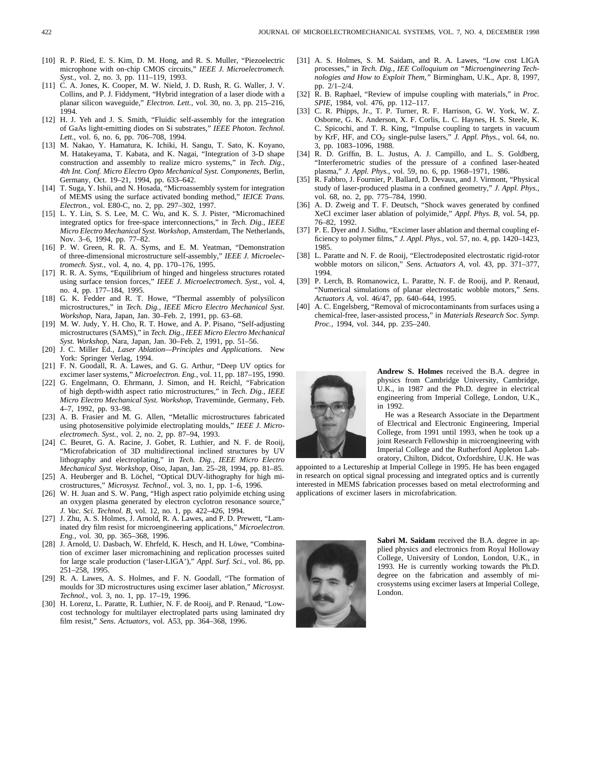[10] R. P. Ried, E. S. Kim, D. M. Hong, and R. S. Muller, "Piezoelectric microphone with on-chip CMOS circuits," *IEEE J. Microelectromech. Syst.*, vol. 2, no. 3, pp. 111–119, 1993.

[11] C. A. Jones, K. Cooper, M. W. Nield, J. D. Rush, R. G. Waller, J. V. Collins, and P. J. Fiddyment, "Hybrid integration of a laser diode with a planar silicon waveguide," *Electron. Lett.*, vol. 30, no. 3, pp. 215–216, 1994.

[12] H. J. Yeh and J. S. Smith, "Fluidic self-assembly for the integration of GaAs light-emitting diodes on Si substrates," *IEEE Photon. Technol. Lett.*, vol. 6, no. 6, pp. 706–708, 1994.

[13] M. Nakao, Y. Hamatura, K. Ichiki, H. Sangu, T. Sato, K. Koyano, M. Hatakeyama, T. Kabata, and K. Nagai, "Integration of 3-D shape construction and assembly to realize micro systems," in *Tech. Dig., 4th Int. Conf. Micro Electro Opto Mechanical Syst. Components*, Berlin, Germany, Oct. 19–21, 1994, pp. 633–642.

[14] T. Suga, Y. Ishii, and N. Hosada, "Microassembly system for integration of MEMS using the surface activated bonding method," *IEICE Trans. Electron.*, vol. E80-C, no. 2, pp. 297–302, 1997.

[15] L. Y. Lin, S. S. Lee, M. C. Wu, and K. S. J. Pister, "Micromachined integrated optics for free-space interconnections," in *Tech. Dig., IEEE Micro Electro Mechanical Syst. Workshop*, Amsterdam, The Netherlands, Nov. 3–6, 1994, pp. 77–82.

[16] P. W. Green, R. R. A. Syms, and E. M. Yeatman, "Demonstration of three-dimensional microstructure self-assembly," *IEEE J. Microelectromech. Syst.*, vol. 4, no. 4, pp. 170–176, 1995.

[17] R. R. A. Syms, "Equilibrium of hinged and hingeless structures rotated using surface tension forces," *IEEE J. Microelectromech. Syst.*, vol. 4, no. 4, pp. 177–184, 1995.

[18] G. K. Fedder and R. T. Howe, "Thermal assembly of polysilicon microstructures," in *Tech. Dig., IEEE Micro Electro Mechanical Syst. Workshop*, Nara, Japan, Jan. 30–Feb. 2, 1991, pp. 63–68.

[19] M. W. Judy, Y. H. Cho, R. T. Howe, and A. P. Pisano, "Self-adjusting microstructures (SAMS)," in *Tech. Dig., IEEE Micro Electro Mechanical Syst. Workshop*, Nara, Japan, Jan. 30–Feb. 2, 1991, pp. 51–56.

[20] J. C. Miller Ed., *Laser Ablation—Principles and Applications.* New York: Springer Verlag, 1994.

[21] F. N. Goodall, R. A. Lawes, and G. G. Arthur, "Deep UV optics for excimer laser systems," *Microelectron. Eng.*, vol. 11, pp. 187–195, 1990.

[22] G. Engelmann, O. Ehrmann, J. Simon, and H. Reichl, "Fabrication of high depth-width aspect ratio microstructures," in *Tech. Dig., IEEE Micro Electro Mechanical Syst. Workshop*, Travemünde, Germany, Feb. 4–7, 1992, pp. 93–98.

[23] A. B. Frasier and M. G. Allen, "Metallic microstructures fabricated using photosensitive polyimide electroplating moulds," *IEEE J. Microelectromech. Syst.*, vol. 2, no. 2, pp. 87–94, 1993.

[24] C. Beuret, G. A. Racine, J. Gobet, R. Luthier, and N. F. de Rooij, "Microfabrication of 3D multidirectional inclined structures by UV lithography and electroplating," in *Tech. Dig., IEEE Micro Electro Mechanical Syst. Workshop*, Oiso, Japan, Jan. 25–28, 1994, pp. 81–85.

[25] A. Heuberger and B. Löchel, "Optical DUV-lithography for high microstructures," *Microsyst. Technol.*, vol. 3, no. 1, pp. 1–6, 1996.

[26] W. H. Juan and S. W. Pang, "High aspect ratio polyimide etching using an oxygen plasma generated by electron cyclotron resonance source," *J. Vac. Sci. Technol. B*, vol. 12, no. 1, pp. 422–426, 1994.

[27] J. Zhu, A. S. Holmes, J. Arnold, R. A. Lawes, and P. D. Prewett, "Laminated dry film resist for microengineering applications," *Microelectron. Eng.*, vol. 30, pp. 365–368, 1996.

[28] J. Arnold, U. Dasbach, W. Ehrfeld, K. Hesch, and H. Löwe, "Combination of excimer laser micromachining and replication processes suited for large scale production ('laser-LIGA')," *Appl. Surf. Sci.*, vol. 86, pp. 251–258, 1995.

[29] R. A. Lawes, A. S. Holmes, and F. N. Goodall, "The formation of moulds for 3D microstructures using excimer laser ablation," *Microsyst. Technol.*, vol. 3, no. 1, pp. 17–19, 1996.

[30] H. Lorenz, L. Paratte, R. Luthier, N. F. de Rooij, and P. Renaud, "Low-cost technology for multilayer electroplated parts using laminated dry film resist," *Sens. Actuators*, vol. A53, pp. 364–368, 1996.

[31] A. S. Holmes, S. M. Saidam, and R. A. Lawes, "Low cost LIGA processes," in *Tech. Dig., IEE Colloquium on "Microengineering Technologies and How to Exploit Them,"* Birmingham, U.K., Apr. 8, 1997, pp. 2/1–2/4.

[32] R. B. Raphael, "Review of impulse coupling with materials," in *Proc. SPIE*, 1984, vol. 476, pp. 112–117.

[33] C. R. Phipps, Jr., T. P. Turner, R. F. Harrison, G. W. York, W. Z. Osborne, G. K. Anderson, X. F. Corlis, L. C. Haynes, H. S. Steele, K. C. Spicochi, and T. R. King, "Impulse coupling to targets in vacuum by KrF, HF, and $CO_2$ single-pulse lasers," *J. Appl. Phys.*, vol. 64, no. 3, pp. 1083–1096, 1988.

[34] R. D. Griffin, B. L. Justus, A. J. Campillo, and L. S. Goldberg, "Interferometric studies of the pressure of a confined laser-heated plasma," *J. Appl. Phys.*, vol. 59, no. 6, pp. 1968–1971, 1986.

[35] R. Fabbro, J. Fournier, P. Ballard, D. Devaux, and J. Virmont, "Physical study of laser-produced plasma in a confined geometry," *J. Appl. Phys.*, vol. 68, no. 2, pp. 775–784, 1990.

[36] A. D. Zweig and T. F. Deutsch, "Shock waves generated by confined XeCl excimer laser ablation of polyimide," *Appl. Phys. B*, vol. 54, pp. 76–82, 1992.

[37] P. E. Dyer and J. Sidhu, "Excimer laser ablation and thermal coupling efficiency to polymer films," *J. Appl. Phys.*, vol. 57, no. 4, pp. 1420–1423, 1985.

[38] L. Paratte and N. F. de Rooij, "Electrodeposited electrostatic rigid-rotor wobble motors on silicon," *Sens. Actuators A*, vol. 43, pp. 371–377, 1994.

[39] P. Lerch, B. Romanowicz, L. Paratte, N. F. de Rooij, and P. Renaud, "Numerical simulations of planar electrostatic wobble motors," *Sens. Actuators A*, vol. 46/47, pp. 640–644, 1995.

[40] A. C. Engelsberg, "Removal of microcontaminants from surfaces using a chemical-free, laser-assisted process," in *Materials Research Soc. Symp. Proc.*, 1994, vol. 344, pp. 235–240.

**Andrew S. Holmes** received the B.A. degree in physics from Cambridge University, Cambridge, U.K., in 1987 and the Ph.D. degree in electrical engineering from Imperial College, London, U.K., in 1992.

He was a Research Associate in the Department of Electrical and Electronic Engineering, Imperial College, from 1991 until 1993, when he took up a joint Research Fellowship in microengineering with Imperial College and the Rutherford Appleton Laboratory, Chilton, Didcot, Oxfordshire, U.K. He was appointed to a Lectureship at Imperial College in 1995. He has been engaged in research on optical signal processing and integrated optics and is currently interested in MEMS fabrication processes based on metal electroforming and applications of excimer lasers in microfabrication.

**Sabri M. Saidam** received the B.A. degree in applied physics and electronics from Royal Holloway College, University of London, London, U.K., in 1993. He is currently working towards the Ph.D. degree on the fabrication and assembly of microsystems using excimer lasers at Imperial College, London.